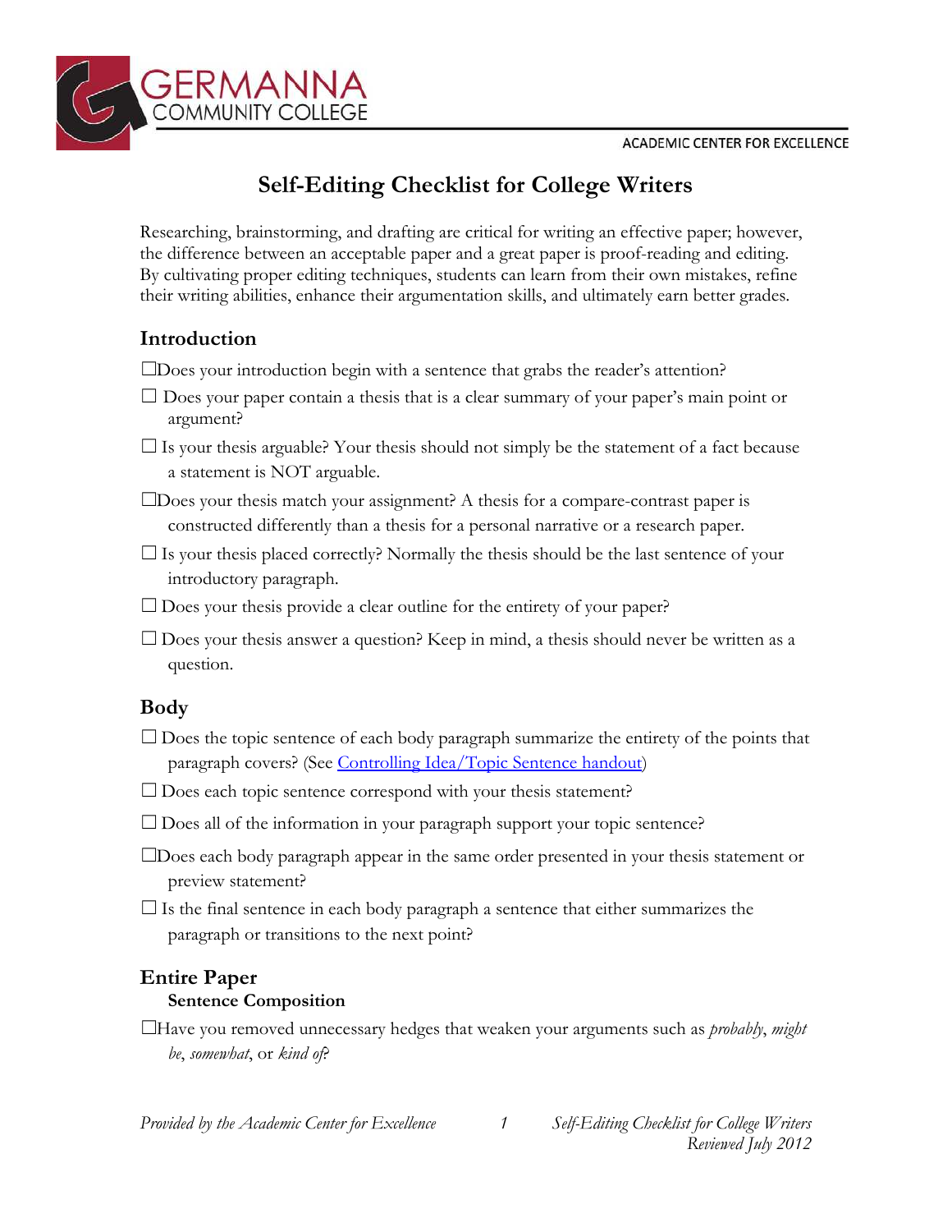GERMANNA COMMUNITY COLLEGE

ACADEMIC CENTER FOR EXCELLENCE

# Self-Editing Checklist for College Writers

Researching, brainstorming, and drafting are critical for writing an effective paper; however, the difference between an acceptable paper and a great paper is proof-reading and editing. By cultivating proper editing techniques, students can learn from their own mistakes, refine their writing abilities, enhance their argumentation skills, and ultimately earn better grades.

## Introduction

☐Does your introduction begin with a sentence that grabs the reader's attention?

☐ Does your paper contain a thesis that is a clear summary of your paper's main point or argument?

☐ Is your thesis arguable? Your thesis should not simply be the statement of a fact because a statement is NOT arguable.

☐Does your thesis match your assignment? A thesis for a compare-contrast paper is constructed differently than a thesis for a personal narrative or a research paper.

☐ Is your thesis placed correctly? Normally the thesis should be the last sentence of your introductory paragraph.

☐ Does your thesis provide a clear outline for the entirety of your paper?

☐ Does your thesis answer a question? Keep in mind, a thesis should never be written as a question.

## Body

☐ Does the topic sentence of each body paragraph summarize the entirety of the points that paragraph covers? (See Controlling Idea/Topic Sentence handout)

☐ Does each topic sentence correspond with your thesis statement?

☐ Does all of the information in your paragraph support your topic sentence?

☐Does each body paragraph appear in the same order presented in your thesis statement or preview statement?

☐ Is the final sentence in each body paragraph a sentence that either summarizes the paragraph or transitions to the next point?

## Entire Paper

### Sentence Composition

☐Have you removed unnecessary hedges that weaken your arguments such as *probably*, *might be*, *somewhat*, or *kind of*?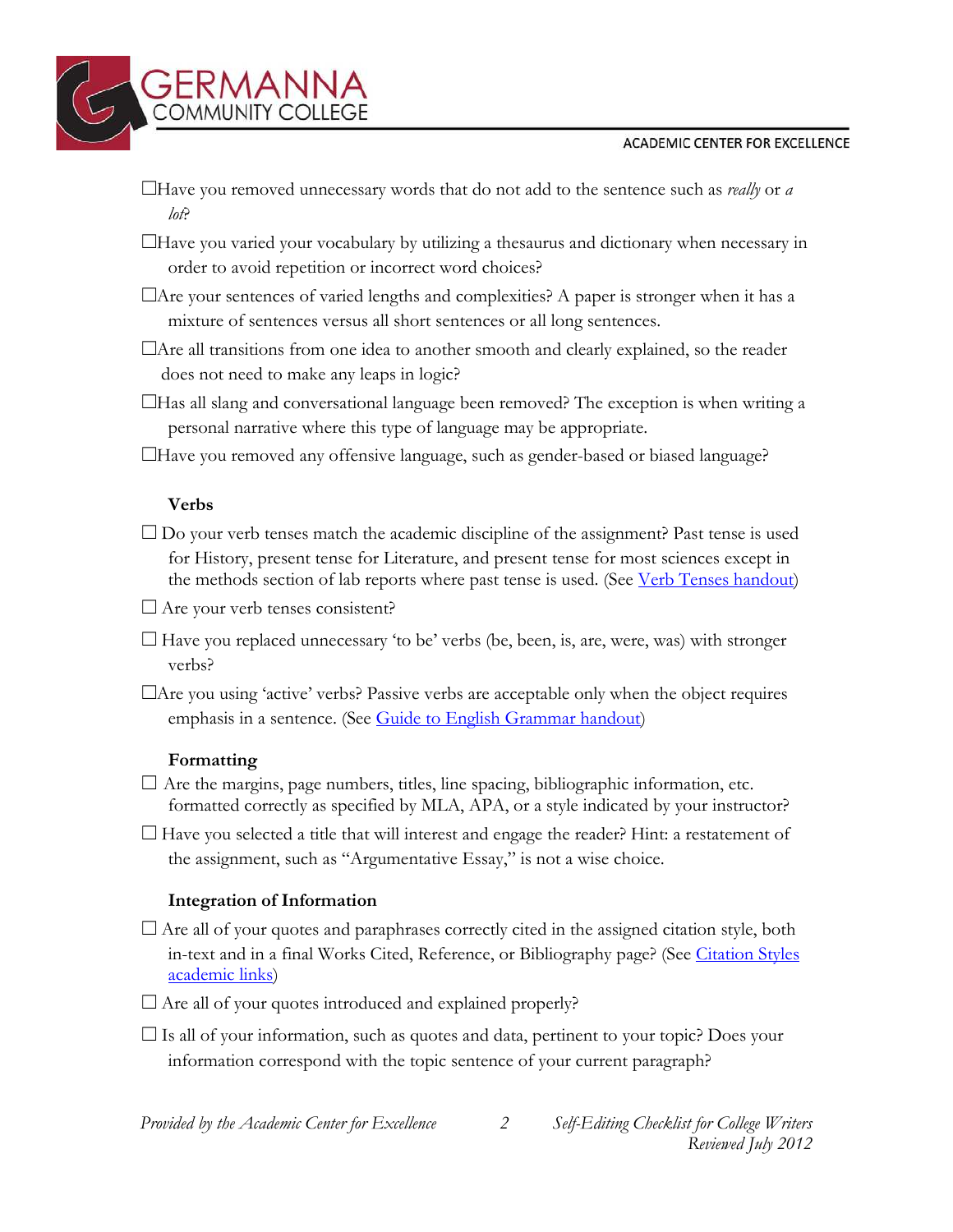☐Have you removed unnecessary words that do not add to the sentence such as *really* or *a lot*?

☐Have you varied your vocabulary by utilizing a thesaurus and dictionary when necessary in order to avoid repetition or incorrect word choices?

☐Are your sentences of varied lengths and complexities? A paper is stronger when it has a mixture of sentences versus all short sentences or all long sentences.

☐Are all transitions from one idea to another smooth and clearly explained, so the reader does not need to make any leaps in logic?

☐Has all slang and conversational language been removed? The exception is when writing a personal narrative where this type of language may be appropriate.

☐Have you removed any offensive language, such as gender-based or biased language?

**Verbs**

☐ Do your verb tenses match the academic discipline of the assignment? Past tense is used for History, present tense for Literature, and present tense for most sciences except in the methods section of lab reports where past tense is used. (See Verb Tenses handout)

☐ Are your verb tenses consistent?

☐ Have you replaced unnecessary 'to be' verbs (be, been, is, are, were, was) with stronger verbs?

☐Are you using 'active' verbs? Passive verbs are acceptable only when the object requires emphasis in a sentence. (See Guide to English Grammar handout)

**Formatting**

☐ Are the margins, page numbers, titles, line spacing, bibliographic information, etc. formatted correctly as specified by MLA, APA, or a style indicated by your instructor?

☐ Have you selected a title that will interest and engage the reader? Hint: a restatement of the assignment, such as "Argumentative Essay," is not a wise choice.

**Integration of Information**

☐ Are all of your quotes and paraphrases correctly cited in the assigned citation style, both in-text and in a final Works Cited, Reference, or Bibliography page? (See Citation Styles academic links)

☐ Are all of your quotes introduced and explained properly?

☐ Is all of your information, such as quotes and data, pertinent to your topic? Does your information correspond with the topic sentence of your current paragraph?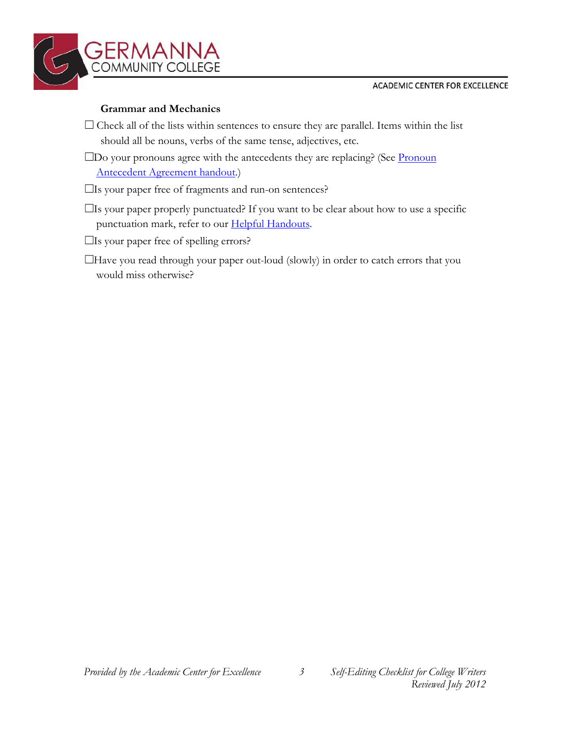**Grammar and Mechanics**

- ☐ Check all of the lists within sentences to ensure they are parallel. Items within the list should all be nouns, verbs of the same tense, adjectives, etc.
- ☐Do your pronouns agree with the antecedents they are replacing? (See Pronoun Antecedent Agreement handout.)
- ☐Is your paper free of fragments and run-on sentences?
- ☐Is your paper properly punctuated? If you want to be clear about how to use a specific punctuation mark, refer to our Helpful Handouts.
- ☐Is your paper free of spelling errors?
- ☐Have you read through your paper out-loud (slowly) in order to catch errors that you would miss otherwise?